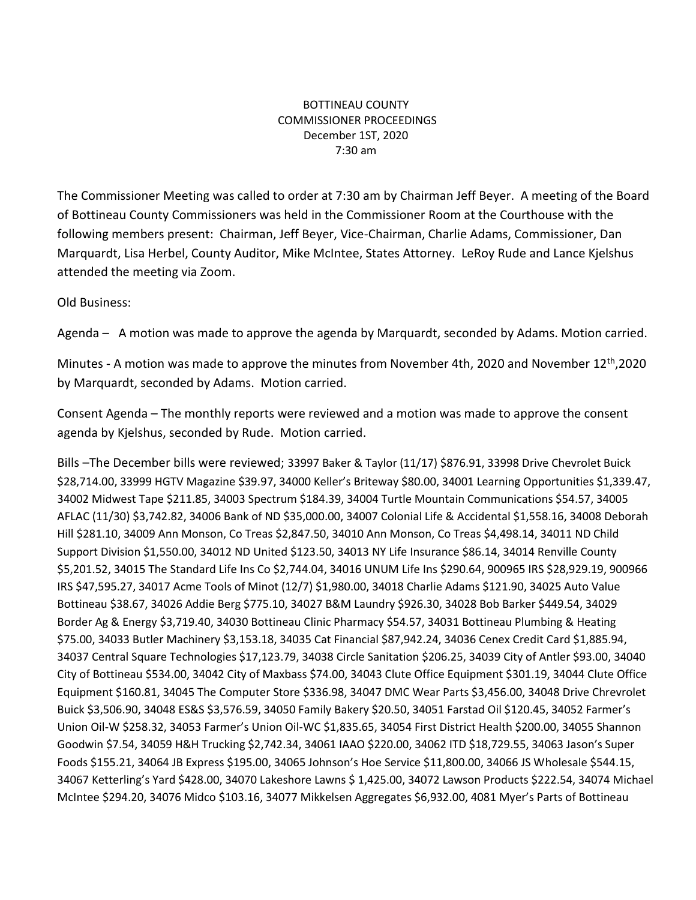BOTTINEAU COUNTY
COMMISSIONER PROCEEDINGS
December 1ST, 2020
7:30 am

The Commissioner Meeting was called to order at 7:30 am by Chairman Jeff Beyer. A meeting of the Board of Bottineau County Commissioners was held in the Commissioner Room at the Courthouse with the following members present: Chairman, Jeff Beyer, Vice-Chairman, Charlie Adams, Commissioner, Dan Marquardt, Lisa Herbel, County Auditor, Mike McIntee, States Attorney. LeRoy Rude and Lance Kjelshus attended the meeting via Zoom.

Old Business:

Agenda – A motion was made to approve the agenda by Marquardt, seconded by Adams. Motion carried.

Minutes - A motion was made to approve the minutes from November 4th, 2020 and November 12th,2020 by Marquardt, seconded by Adams. Motion carried.

Consent Agenda – The monthly reports were reviewed and a motion was made to approve the consent agenda by Kjelshus, seconded by Rude. Motion carried.

Bills –The December bills were reviewed; 33997 Baker & Taylor (11/17) $876.91, 33998 Drive Chevrolet Buick $28,714.00, 33999 HGTV Magazine $39.97, 34000 Keller's Briteway $80.00, 34001 Learning Opportunities $1,339.47, 34002 Midwest Tape $211.85, 34003 Spectrum $184.39, 34004 Turtle Mountain Communications $54.57, 34005 AFLAC (11/30) $3,742.82, 34006 Bank of ND $35,000.00, 34007 Colonial Life & Accidental $1,558.16, 34008 Deborah Hill $281.10, 34009 Ann Monson, Co Treas $2,847.50, 34010 Ann Monson, Co Treas $4,498.14, 34011 ND Child Support Division $1,550.00, 34012 ND United $123.50, 34013 NY Life Insurance $86.14, 34014 Renville County $5,201.52, 34015 The Standard Life Ins Co $2,744.04, 34016 UNUM Life Ins $290.64, 900965 IRS $28,929.19, 900966 IRS $47,595.27, 34017 Acme Tools of Minot (12/7) $1,980.00, 34018 Charlie Adams $121.90, 34025 Auto Value Bottineau $38.67, 34026 Addie Berg $775.10, 34027 B&M Laundry $926.30, 34028 Bob Barker $449.54, 34029 Border Ag & Energy $3,719.40, 34030 Bottineau Clinic Pharmacy $54.57, 34031 Bottineau Plumbing & Heating $75.00, 34033 Butler Machinery $3,153.18, 34035 Cat Financial $87,942.24, 34036 Cenex Credit Card $1,885.94, 34037 Central Square Technologies $17,123.79, 34038 Circle Sanitation $206.25, 34039 City of Antler $93.00, 34040 City of Bottineau $534.00, 34042 City of Maxbass $74.00, 34043 Clute Office Equipment $301.19, 34044 Clute Office Equipment $160.81, 34045 The Computer Store $336.98, 34047 DMC Wear Parts $3,456.00, 34048 Drive Chevrolet Buick $3,506.90, 34048 ES&S $3,576.59, 34050 Family Bakery $20.50, 34051 Farstad Oil $120.45, 34052 Farmer's Union Oil-W $258.32, 34053 Farmer's Union Oil-WC $1,835.65, 34054 First District Health $200.00, 34055 Shannon Goodwin $7.54, 34059 H&H Trucking $2,742.34, 34061 IAAO $220.00, 34062 ITD $18,729.55, 34063 Jason's Super Foods $155.21, 34064 JB Express $195.00, 34065 Johnson's Hoe Service $11,800.00, 34066 JS Wholesale $544.15, 34067 Ketterling's Yard $428.00, 34070 Lakeshore Lawns $ 1,425.00, 34072 Lawson Products $222.54, 34074 Michael McIntee $294.20, 34076 Midco $103.16, 34077 Mikkelsen Aggregates $6,932.00, 4081 Myer's Parts of Bottineau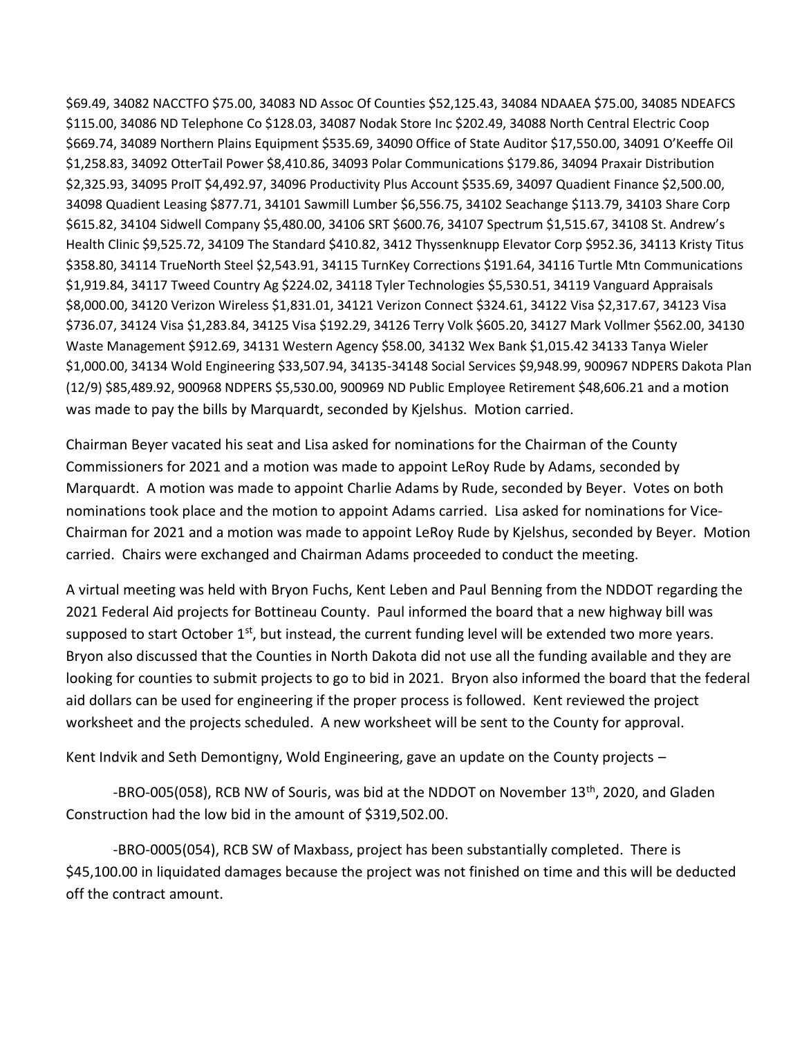$69.49, 34082 NACCTFO $75.00, 34083 ND Assoc Of Counties $52,125.43, 34084 NDAAEA $75.00, 34085 NDEAFCS $115.00, 34086 ND Telephone Co $128.03, 34087 Nodak Store Inc $202.49, 34088 North Central Electric Coop $669.74, 34089 Northern Plains Equipment $535.69, 34090 Office of State Auditor $17,550.00, 34091 O'Keeffe Oil $1,258.83, 34092 OtterTail Power $8,410.86, 34093 Polar Communications $179.86, 34094 Praxair Distribution $2,325.93, 34095 ProIT $4,492.97, 34096 Productivity Plus Account $535.69, 34097 Quadient Finance $2,500.00, 34098 Quadient Leasing $877.71, 34101 Sawmill Lumber $6,556.75, 34102 Seachange $113.79, 34103 Share Corp $615.82, 34104 Sidwell Company $5,480.00, 34106 SRT $600.76, 34107 Spectrum $1,515.67, 34108 St. Andrew's Health Clinic $9,525.72, 34109 The Standard $410.82, 3412 Thyssenknupp Elevator Corp $952.36, 34113 Kristy Titus $358.80, 34114 TrueNorth Steel $2,543.91, 34115 TurnKey Corrections $191.64, 34116 Turtle Mtn Communications $1,919.84, 34117 Tweed Country Ag $224.02, 34118 Tyler Technologies $5,530.51, 34119 Vanguard Appraisals $8,000.00, 34120 Verizon Wireless $1,831.01, 34121 Verizon Connect $324.61, 34122 Visa $2,317.67, 34123 Visa $736.07, 34124 Visa $1,283.84, 34125 Visa $192.29, 34126 Terry Volk $605.20, 34127 Mark Vollmer $562.00, 34130 Waste Management $912.69, 34131 Western Agency $58.00, 34132 Wex Bank $1,015.42 34133 Tanya Wieler $1,000.00, 34134 Wold Engineering $33,507.94, 34135-34148 Social Services $9,948.99, 900967 NDPERS Dakota Plan (12/9) $85,489.92, 900968 NDPERS $5,530.00, 900969 ND Public Employee Retirement $48,606.21 and a motion was made to pay the bills by Marquardt, seconded by Kjelshus. Motion carried.

Chairman Beyer vacated his seat and Lisa asked for nominations for the Chairman of the County Commissioners for 2021 and a motion was made to appoint LeRoy Rude by Adams, seconded by Marquardt. A motion was made to appoint Charlie Adams by Rude, seconded by Beyer. Votes on both nominations took place and the motion to appoint Adams carried. Lisa asked for nominations for Vice-Chairman for 2021 and a motion was made to appoint LeRoy Rude by Kjelshus, seconded by Beyer. Motion carried. Chairs were exchanged and Chairman Adams proceeded to conduct the meeting.

A virtual meeting was held with Bryon Fuchs, Kent Leben and Paul Benning from the NDDOT regarding the 2021 Federal Aid projects for Bottineau County. Paul informed the board that a new highway bill was supposed to start October 1st, but instead, the current funding level will be extended two more years. Bryon also discussed that the Counties in North Dakota did not use all the funding available and they are looking for counties to submit projects to go to bid in 2021. Bryon also informed the board that the federal aid dollars can be used for engineering if the proper process is followed. Kent reviewed the project worksheet and the projects scheduled. A new worksheet will be sent to the County for approval.

Kent Indvik and Seth Demontigny, Wold Engineering, gave an update on the County projects –

-BRO-005(058), RCB NW of Souris, was bid at the NDDOT on November 13th, 2020, and Gladen Construction had the low bid in the amount of $319,502.00.

-BRO-0005(054), RCB SW of Maxbass, project has been substantially completed. There is $45,100.00 in liquidated damages because the project was not finished on time and this will be deducted off the contract amount.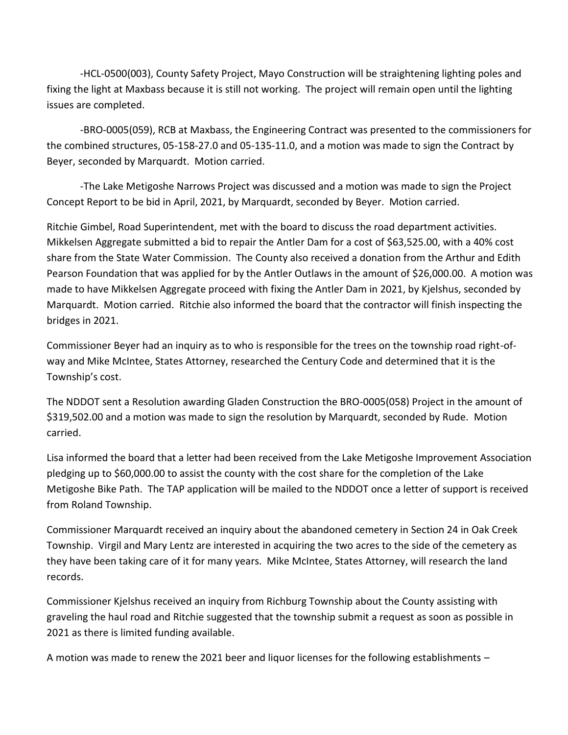-HCL-0500(003), County Safety Project, Mayo Construction will be straightening lighting poles and fixing the light at Maxbass because it is still not working. The project will remain open until the lighting issues are completed.

-BRO-0005(059), RCB at Maxbass, the Engineering Contract was presented to the commissioners for the combined structures, 05-158-27.0 and 05-135-11.0, and a motion was made to sign the Contract by Beyer, seconded by Marquardt. Motion carried.

-The Lake Metigoshe Narrows Project was discussed and a motion was made to sign the Project Concept Report to be bid in April, 2021, by Marquardt, seconded by Beyer. Motion carried.

Ritchie Gimbel, Road Superintendent, met with the board to discuss the road department activities. Mikkelsen Aggregate submitted a bid to repair the Antler Dam for a cost of $63,525.00, with a 40% cost share from the State Water Commission. The County also received a donation from the Arthur and Edith Pearson Foundation that was applied for by the Antler Outlaws in the amount of $26,000.00. A motion was made to have Mikkelsen Aggregate proceed with fixing the Antler Dam in 2021, by Kjelshus, seconded by Marquardt. Motion carried. Ritchie also informed the board that the contractor will finish inspecting the bridges in 2021.

Commissioner Beyer had an inquiry as to who is responsible for the trees on the township road right-of-way and Mike McIntee, States Attorney, researched the Century Code and determined that it is the Township's cost.

The NDDOT sent a Resolution awarding Gladen Construction the BRO-0005(058) Project in the amount of $319,502.00 and a motion was made to sign the resolution by Marquardt, seconded by Rude. Motion carried.

Lisa informed the board that a letter had been received from the Lake Metigoshe Improvement Association pledging up to $60,000.00 to assist the county with the cost share for the completion of the Lake Metigoshe Bike Path. The TAP application will be mailed to the NDDOT once a letter of support is received from Roland Township.

Commissioner Marquardt received an inquiry about the abandoned cemetery in Section 24 in Oak Creek Township. Virgil and Mary Lentz are interested in acquiring the two acres to the side of the cemetery as they have been taking care of it for many years. Mike McIntee, States Attorney, will research the land records.

Commissioner Kjelshus received an inquiry from Richburg Township about the County assisting with graveling the haul road and Ritchie suggested that the township submit a request as soon as possible in 2021 as there is limited funding available.

A motion was made to renew the 2021 beer and liquor licenses for the following establishments –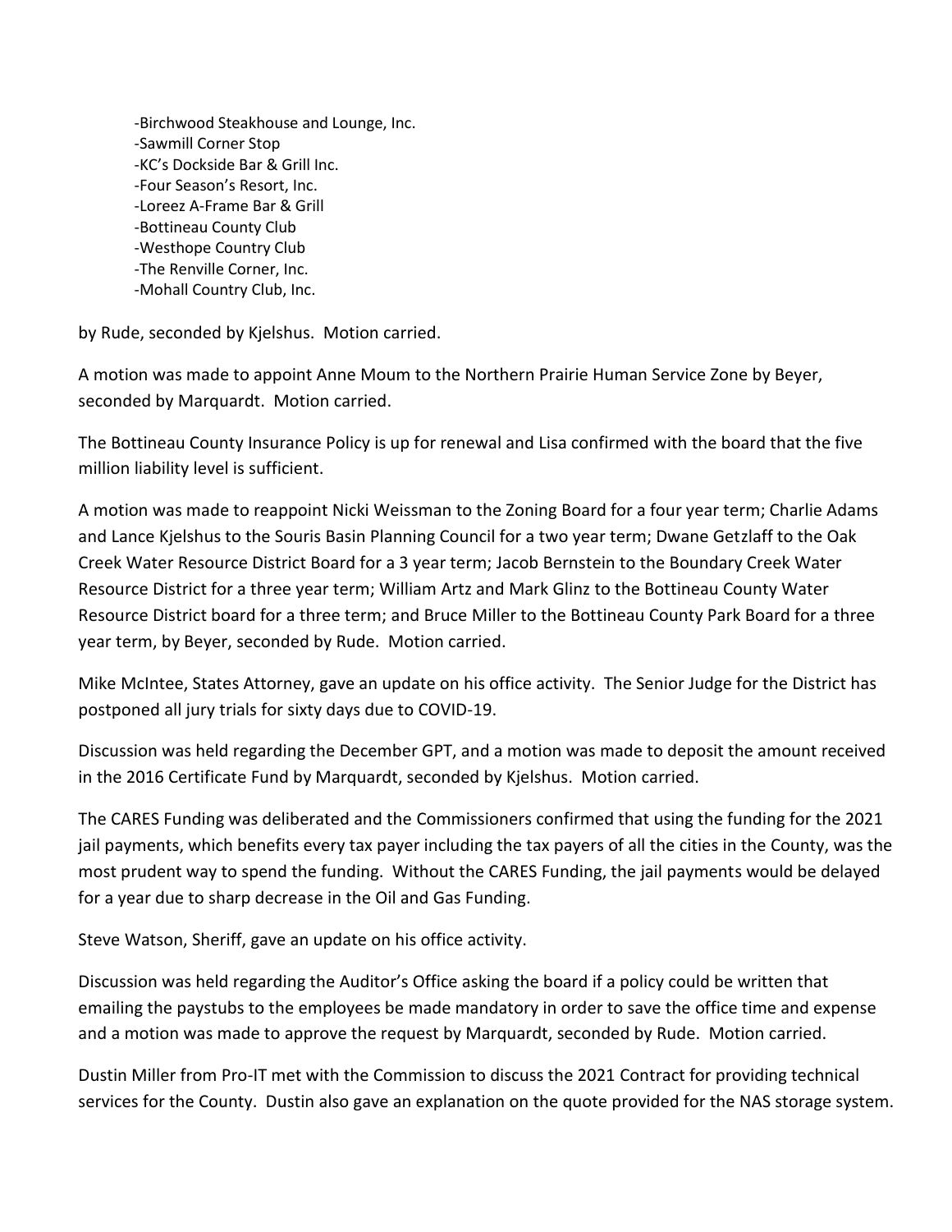- -Birchwood Steakhouse and Lounge, Inc.
- -Sawmill Corner Stop
- -KC's Dockside Bar & Grill Inc.
- -Four Season's Resort, Inc.
- -Loreez A-Frame Bar & Grill
- -Bottineau County Club
- -Westhope Country Club
- -The Renville Corner, Inc.
- -Mohall Country Club, Inc.

by Rude, seconded by Kjelshus. Motion carried.

A motion was made to appoint Anne Moum to the Northern Prairie Human Service Zone by Beyer, seconded by Marquardt. Motion carried.

The Bottineau County Insurance Policy is up for renewal and Lisa confirmed with the board that the five million liability level is sufficient.

A motion was made to reappoint Nicki Weissman to the Zoning Board for a four year term; Charlie Adams and Lance Kjelshus to the Souris Basin Planning Council for a two year term; Dwane Getzlaff to the Oak Creek Water Resource District Board for a 3 year term; Jacob Bernstein to the Boundary Creek Water Resource District for a three year term; William Artz and Mark Glinz to the Bottineau County Water Resource District board for a three term; and Bruce Miller to the Bottineau County Park Board for a three year term, by Beyer, seconded by Rude. Motion carried.

Mike McIntee, States Attorney, gave an update on his office activity. The Senior Judge for the District has postponed all jury trials for sixty days due to COVID-19.

Discussion was held regarding the December GPT, and a motion was made to deposit the amount received in the 2016 Certificate Fund by Marquardt, seconded by Kjelshus. Motion carried.

The CARES Funding was deliberated and the Commissioners confirmed that using the funding for the 2021 jail payments, which benefits every tax payer including the tax payers of all the cities in the County, was the most prudent way to spend the funding. Without the CARES Funding, the jail payments would be delayed for a year due to sharp decrease in the Oil and Gas Funding.

Steve Watson, Sheriff, gave an update on his office activity.

Discussion was held regarding the Auditor's Office asking the board if a policy could be written that emailing the paystubs to the employees be made mandatory in order to save the office time and expense and a motion was made to approve the request by Marquardt, seconded by Rude. Motion carried.

Dustin Miller from Pro-IT met with the Commission to discuss the 2021 Contract for providing technical services for the County. Dustin also gave an explanation on the quote provided for the NAS storage system.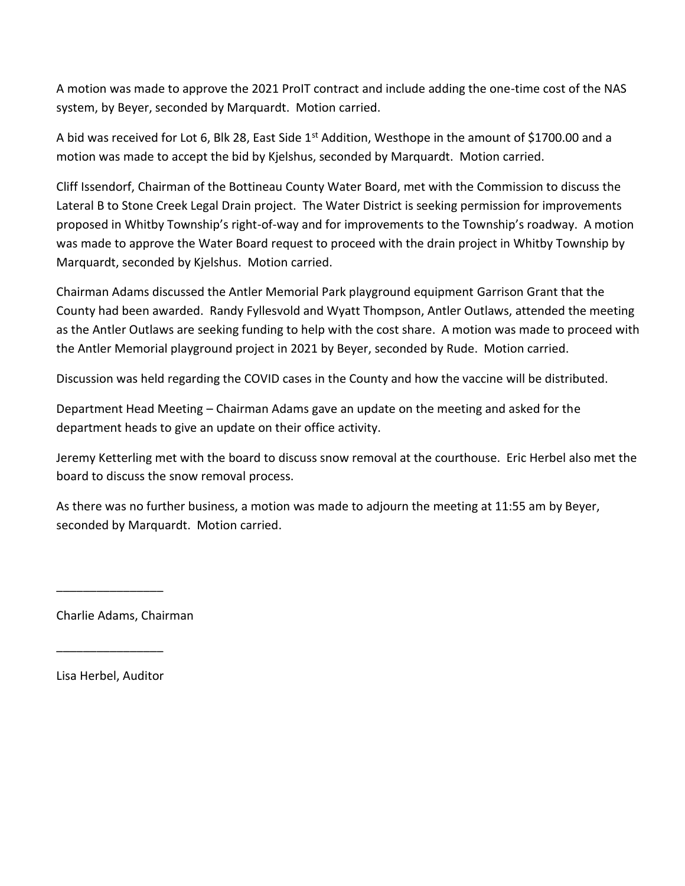A motion was made to approve the 2021 ProIT contract and include adding the one-time cost of the NAS system, by Beyer, seconded by Marquardt. Motion carried.

A bid was received for Lot 6, Blk 28, East Side 1st Addition, Westhope in the amount of $1700.00 and a motion was made to accept the bid by Kjelshus, seconded by Marquardt. Motion carried.

Cliff Issendorf, Chairman of the Bottineau County Water Board, met with the Commission to discuss the Lateral B to Stone Creek Legal Drain project. The Water District is seeking permission for improvements proposed in Whitby Township's right-of-way and for improvements to the Township's roadway. A motion was made to approve the Water Board request to proceed with the drain project in Whitby Township by Marquardt, seconded by Kjelshus. Motion carried.

Chairman Adams discussed the Antler Memorial Park playground equipment Garrison Grant that the County had been awarded. Randy Fyllesvold and Wyatt Thompson, Antler Outlaws, attended the meeting as the Antler Outlaws are seeking funding to help with the cost share. A motion was made to proceed with the Antler Memorial playground project in 2021 by Beyer, seconded by Rude. Motion carried.

Discussion was held regarding the COVID cases in the County and how the vaccine will be distributed.

Department Head Meeting – Chairman Adams gave an update on the meeting and asked for the department heads to give an update on their office activity.

Jeremy Ketterling met with the board to discuss snow removal at the courthouse. Eric Herbel also met the board to discuss the snow removal process.

As there was no further business, a motion was made to adjourn the meeting at 11:55 am by Beyer, seconded by Marquardt. Motion carried.

________________

Charlie Adams, Chairman

________________

Lisa Herbel, Auditor